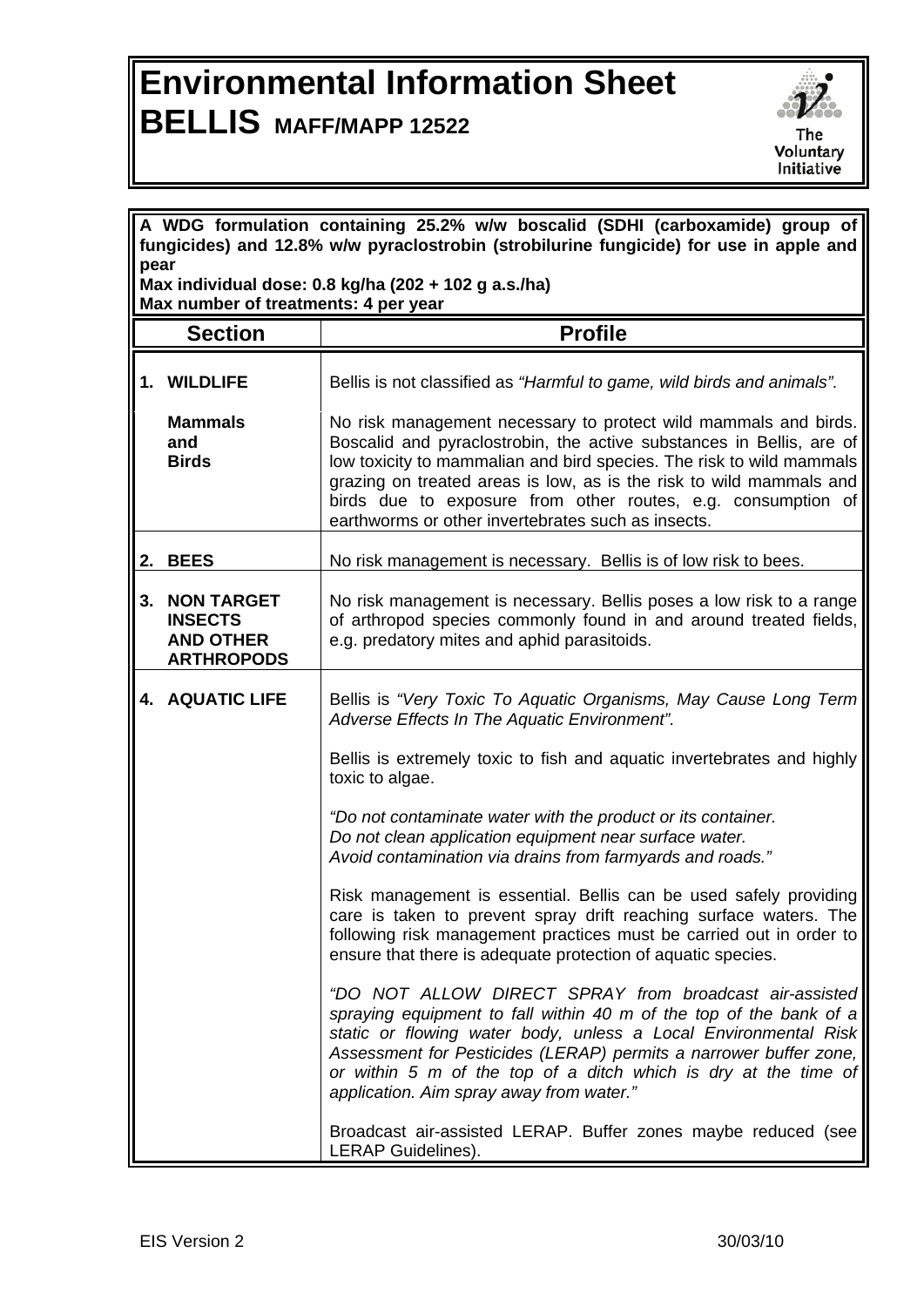# Environmental Information Sheet

# BELLIS MAFF/MAPP 12522

The Voluntary Initiative

**A WDG formulation containing 25.2% w/w boscalid (SDHI (carboxamide) group of fungicides) and 12.8% w/w pyraclostrobin (strobilurine fungicide) for use in apple and pear**
**Max individual dose: 0.8 kg/ha (202 + 102 g a.s./ha)**
**Max number of treatments: 4 per year**

| Section | Profile |
| --- | --- |
| **1. WILDLIFE** | Bellis is not classified as *"Harmful to game, wild birds and animals".* |
| **Mammals and Birds** | No risk management necessary to protect wild mammals and birds. Boscalid and pyraclostrobin, the active substances in Bellis, are of low toxicity to mammalian and bird species. The risk to wild mammals grazing on treated areas is low, as is the risk to wild mammals and birds due to exposure from other routes, e.g. consumption of earthworms or other invertebrates such as insects. |
| **2. BEES** | No risk management is necessary. Bellis is of low risk to bees. |
| **3. NON TARGET INSECTS AND OTHER ARTHROPODS** | No risk management is necessary. Bellis poses a low risk to a range of arthropod species commonly found in and around treated fields, e.g. predatory mites and aphid parasitoids. |
| **4. AQUATIC LIFE** | Bellis is *"Very Toxic To Aquatic Organisms, May Cause Long Term Adverse Effects In The Aquatic Environment".*<br><br>Bellis is extremely toxic to fish and aquatic invertebrates and highly toxic to algae.<br><br>*"Do not contaminate water with the product or its container. Do not clean application equipment near surface water. Avoid contamination via drains from farmyards and roads."*<br><br>Risk management is essential. Bellis can be used safely providing care is taken to prevent spray drift reaching surface waters. The following risk management practices must be carried out in order to ensure that there is adequate protection of aquatic species.<br><br>*"DO NOT ALLOW DIRECT SPRAY from broadcast air-assisted spraying equipment to fall within 40 m of the top of the bank of a static or flowing water body, unless a Local Environmental Risk Assessment for Pesticides (LERAP) permits a narrower buffer zone, or within 5 m of the top of a ditch which is dry at the time of application. Aim spray away from water."*<br><br>Broadcast air-assisted LERAP. Buffer zones maybe reduced (see LERAP Guidelines). |

EIS Version 2 30/03/10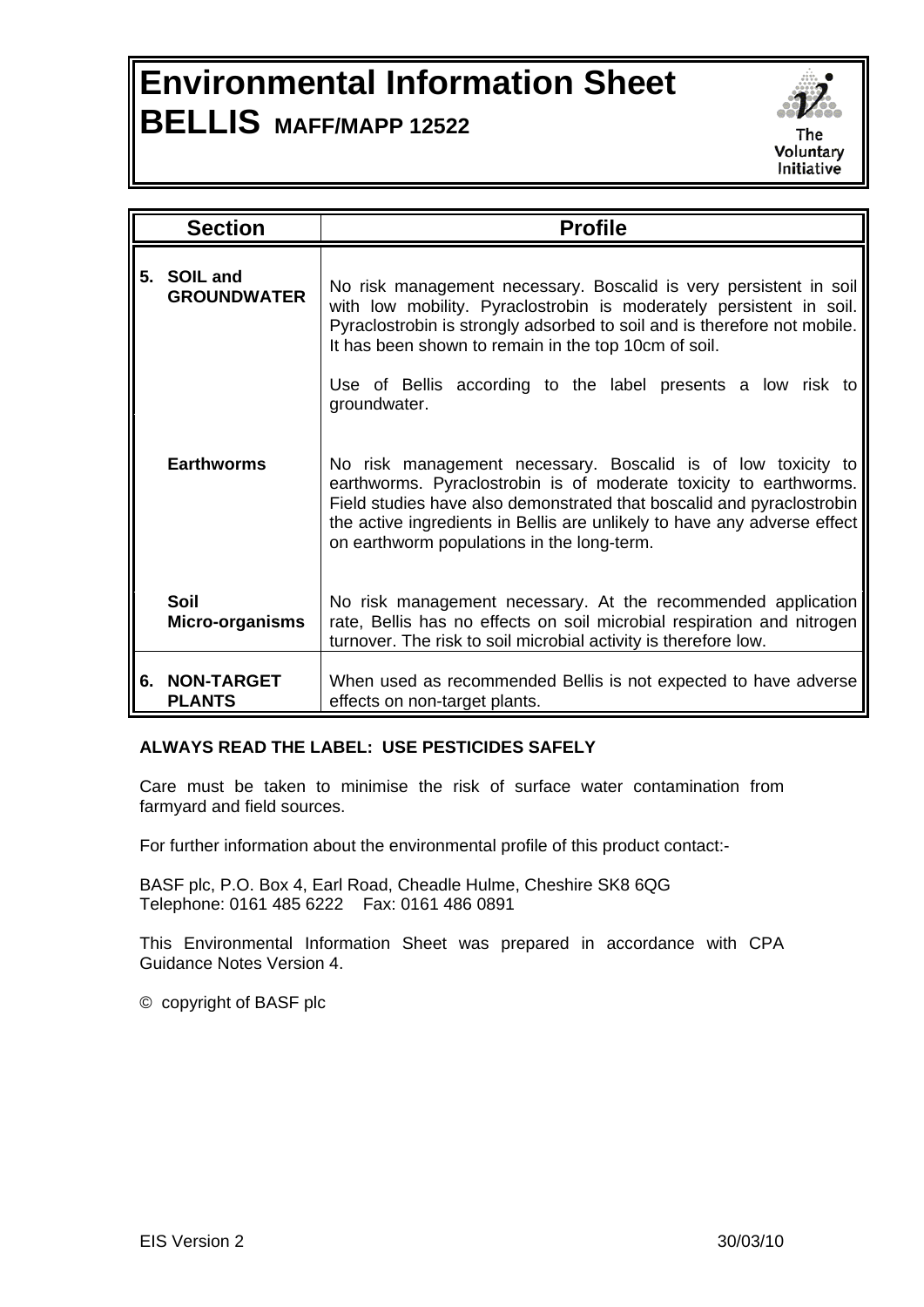# Environmental Information Sheet
# BELLIS MAFF/MAPP 12522

| Section | Profile |
|---|---|
| **5. SOIL and GROUNDWATER** | No risk management necessary. Boscalid is very persistent in soil with low mobility. Pyraclostrobin is moderately persistent in soil. Pyraclostrobin is strongly adsorbed to soil and is therefore not mobile. It has been shown to remain in the top 10cm of soil.<br><br>Use of Bellis according to the label presents a low risk to groundwater. |
| **Earthworms** | No risk management necessary. Boscalid is of low toxicity to earthworms. Pyraclostrobin is of moderate toxicity to earthworms. Field studies have also demonstrated that boscalid and pyraclostrobin the active ingredients in Bellis are unlikely to have any adverse effect on earthworm populations in the long-term. |
| **Soil Micro-organisms** | No risk management necessary. At the recommended application rate, Bellis has no effects on soil microbial respiration and nitrogen turnover. The risk to soil microbial activity is therefore low. |
| **6. NON-TARGET PLANTS** | When used as recommended Bellis is not expected to have adverse effects on non-target plants. |

**ALWAYS READ THE LABEL: USE PESTICIDES SAFELY**

Care must be taken to minimise the risk of surface water contamination from farmyard and field sources.

For further information about the environmental profile of this product contact:-

BASF plc, P.O. Box 4, Earl Road, Cheadle Hulme, Cheshire SK8 6QG
Telephone: 0161 485 6222 Fax: 0161 486 0891

This Environmental Information Sheet was prepared in accordance with CPA Guidance Notes Version 4.

© copyright of BASF plc

EIS Version 2 30/03/10